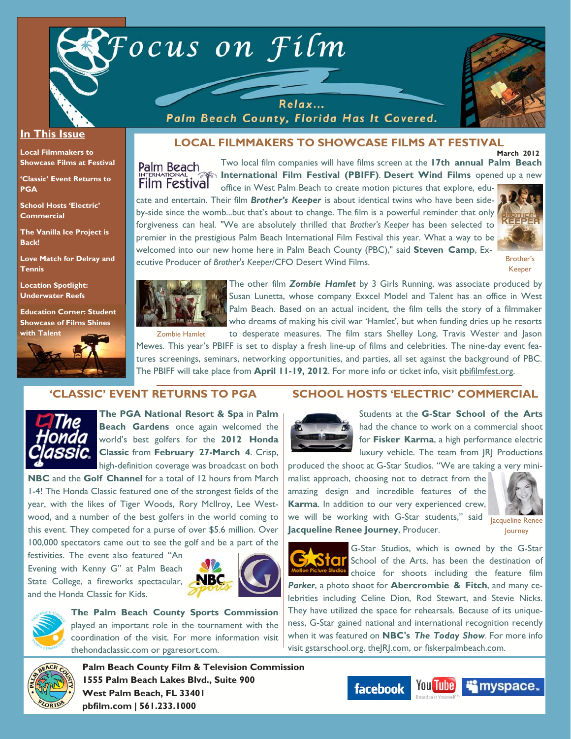# Focus on Film

Relax... Palm Beach County, Florida Has It Covered.

## In This Issue

- Local Filmmakers to Showcase Films at Festival
- 'Classic' Event Returns to PGA
- School Hosts 'Electric' Commercial
- The Vanilla Ice Project is Back!
- Love Match for Delray and Tennis
- Location Spotlight: Underwater Reefs
- Education Corner: Student Showcase of Films Shines with Talent

## LOCAL FILMMAKERS TO SHOWCASE FILMS AT FESTIVAL

**March 2012**

Two local film companies will have films screen at the **17th annual Palm Beach International Film Festival (PBIFF)**. **Desert Wind Films** opened up a new office in West Palm Beach to create motion pictures that explore, educate and entertain. Their film ***Brother's Keeper*** is about identical twins who have been side-by-side since the womb...but that's about to change. The film is a powerful reminder that only forgiveness can heal. "We are absolutely thrilled that *Brother's Keeper* has been selected to premier in the prestigious Palm Beach International Film Festival this year. What a way to be welcomed into our new home here in Palm Beach County (PBC)," said **Steven Camp**, Executive Producer of *Brother's Keeper*/CFO Desert Wind Films.

Brother's Keeper

Zombie Hamlet

The other film ***Zombie Hamlet*** by 3 Girls Running, was associate produced by Susan Lunetta, whose company Exxcel Model and Talent has an office in West Palm Beach. Based on an actual incident, the film tells the story of a filmmaker who dreams of making his civil war 'Hamlet', but when funding dries up he resorts to desperate measures. The film stars Shelley Long, Travis Wester and Jason Mewes. This year's PBIFF is set to display a fresh line-up of films and celebrities. The nine-day event features screenings, seminars, networking opportunities, and parties, all set against the background of PBC. The PBIFF will take place from **April 11-19, 2012**. For more info or ticket info, visit pbifilmfest.org.

## 'CLASSIC' EVENT RETURNS TO PGA

**The PGA National Resort & Spa** in **Palm Beach Gardens** once again welcomed the world's best golfers for the **2012 Honda Classic** from **February 27-March 4**. Crisp, high-definition coverage was broadcast on both **NBC** and the **Golf Channel** for a total of 12 hours from March 1-4! The Honda Classic featured one of the strongest fields of the year, with the likes of Tiger Woods, Rory McIlroy, Lee Westwood, and a number of the best golfers in the world coming to this event. They competed for a purse of over $5.6 million. Over 100,000 spectators came out to see the golf and be a part of the festivities. The event also featured "An Evening with Kenny G" at Palm Beach State College, a fireworks spectacular, and the Honda Classic for Kids.

**The Palm Beach County Sports Commission** played an important role in the tournament with the coordination of the visit. For more information visit thehondaclassic.com or pgaresort.com.

## SCHOOL HOSTS 'ELECTRIC' COMMERCIAL

Students at the **G-Star School of the Arts** had the chance to work on a commercial shoot for **Fisker Karma**, a high performance electric luxury vehicle. The team from JRJ Productions produced the shoot at G-Star Studios. "We are taking a very minimalist approach, choosing not to detract from the amazing design and incredible features of the **Karma**. In addition to our very experienced crew, we will be working with G-Star students," said **Jacqueline Renee Journey**, Producer.

Jacqueline Renee Journey

G-Star Studios, which is owned by the G-Star School of the Arts, has been the destination of choice for shoots including the feature film ***Parker***, a photo shoot for **Abercrombie & Fitch**, and many celebrities including Celine Dion, Rod Stewart, and Stevie Nicks. They have utilized the space for rehearsals. Because of its uniqueness, G-Star gained national and international recognition recently when it was featured on **NBC's *The Today Show***. For more info visit gstarschool.org, theJRJ.com, or fiskerpalmbeach.com.

**Palm Beach County Film & Television Commission**
**1555 Palm Beach Lakes Blvd., Suite 900**
**West Palm Beach, FL 33401**
**pbfilm.com | 561.233.1000**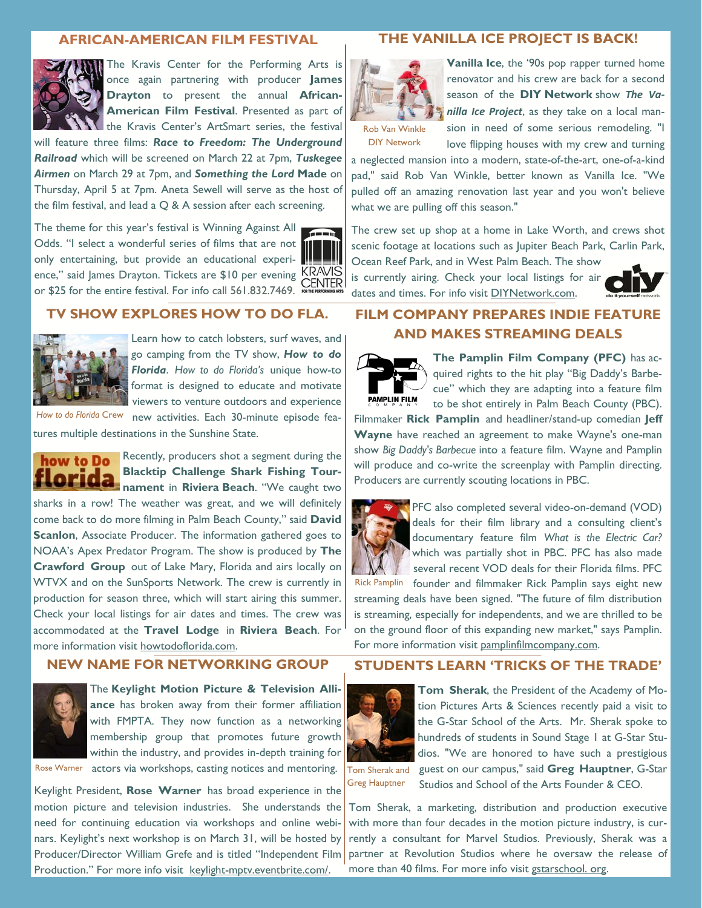## AFRICAN-AMERICAN FILM FESTIVAL

The Kravis Center for the Performing Arts is once again partnering with producer **James Drayton** to present the annual **African-American Film Festival**. Presented as part of the Kravis Center's ArtSmart series, the festival will feature three films: ***Race to Freedom: The Underground Railroad*** which will be screened on March 22 at 7pm, ***Tuskegee Airmen*** on March 29 at 7pm, and ***Something the Lord* Made** on Thursday, April 5 at 7pm. Aneta Sewell will serve as the host of the film festival, and lead a Q & A session after each screening.

The theme for this year's festival is Winning Against All Odds. "I select a wonderful series of films that are not only entertaining, but provide an educational experience," said James Drayton. Tickets are $10 per evening or $25 for the entire festival. For info call 561.832.7469.

## THE VANILLA ICE PROJECT IS BACK!

Rob Van Winkle DIY Network

**Vanilla Ice**, the '90s pop rapper turned home renovator and his crew are back for a second season of the **DIY Network** show ***The Vanilla Ice Project***, as they take on a local mansion in need of some serious remodeling. "I love flipping houses with my crew and turning a neglected mansion into a modern, state-of-the-art, one-of-a-kind pad," said Rob Van Winkle, better known as Vanilla Ice. "We pulled off an amazing renovation last year and you won't believe what we are pulling off this season."

The crew set up shop at a home in Lake Worth, and crews shot scenic footage at locations such as Jupiter Beach Park, Carlin Park, Ocean Reef Park, and in West Palm Beach. The show is currently airing. Check your local listings for air dates and times. For info visit DIYNetwork.com.

## TV SHOW EXPLORES HOW TO DO FLA.

*How to do Florida* Crew

Learn how to catch lobsters, surf waves, and go camping from the TV show, ***How to do Florida***. *How to do Florida's* unique how-to format is designed to educate and motivate viewers to venture outdoors and experience new activities. Each 30-minute episode features multiple destinations in the Sunshine State.

Recently, producers shot a segment during the **Blacktip Challenge Shark Fishing Tournament** in **Riviera Beach**. "We caught two sharks in a row! The weather was great, and we will definitely come back to do more filming in Palm Beach County," said **David Scanlon**, Associate Producer. The information gathered goes to NOAA's Apex Predator Program. The show is produced by **The Crawford Group** out of Lake Mary, Florida and airs locally on WTVX and on the SunSports Network. The crew is currently in production for season three, which will start airing this summer. Check your local listings for air dates and times. The crew was accommodated at the **Travel Lodge** in **Riviera Beach**. For more information visit howtodoflorida.com.

## FILM COMPANY PREPARES INDIE FEATURE AND MAKES STREAMING DEALS

**The Pamplin Film Company (PFC)** has acquired rights to the hit play "Big Daddy's Barbecue" which they are adapting into a feature film to be shot entirely in Palm Beach County (PBC). Filmmaker **Rick Pamplin** and headliner/stand-up comedian **Jeff Wayne** have reached an agreement to make Wayne's one-man show *Big Daddy's Barbecue* into a feature film. Wayne and Pamplin will produce and co-write the screenplay with Pamplin directing. Producers are currently scouting locations in PBC.

Rick Pamplin

PFC also completed several video-on-demand (VOD) deals for their film library and a consulting client's documentary feature film *What is the Electric Car?* which was partially shot in PBC. PFC has also made several recent VOD deals for their Florida films. PFC founder and filmmaker Rick Pamplin says eight new streaming deals have been signed. "The future of film distribution is streaming, especially for independents, and we are thrilled to be on the ground floor of this expanding new market," says Pamplin. For more information visit pamplinfilmcompany.com.

## NEW NAME FOR NETWORKING GROUP

Rose Warner

The **Keylight Motion Picture & Television Alliance** has broken away from their former affiliation with FMPTA. They now function as a networking membership group that promotes future growth within the industry, and provides in-depth training for actors via workshops, casting notices and mentoring.

Keylight President, **Rose Warner** has broad experience in the motion picture and television industries. She understands the need for continuing education via workshops and online webinars. Keylight's next workshop is on March 31, will be hosted by Producer/Director William Grefe and is titled "Independent Film Production." For more info visit keylight-mptv.eventbrite.com/.

## STUDENTS LEARN 'TRICKS OF THE TRADE'

Tom Sherak and Greg Hauptner

**Tom Sherak**, the President of the Academy of Motion Pictures Arts & Sciences recently paid a visit to the G-Star School of the Arts. Mr. Sherak spoke to hundreds of students in Sound Stage I at G-Star Studios. "We are honored to have such a prestigious guest on our campus," said **Greg Hauptner**, G-Star Studios and School of the Arts Founder & CEO.

Tom Sherak, a marketing, distribution and production executive with more than four decades in the motion picture industry, is currently a consultant for Marvel Studios. Previously, Sherak was a partner at Revolution Studios where he oversaw the release of more than 40 films. For more info visit gstarschool. org.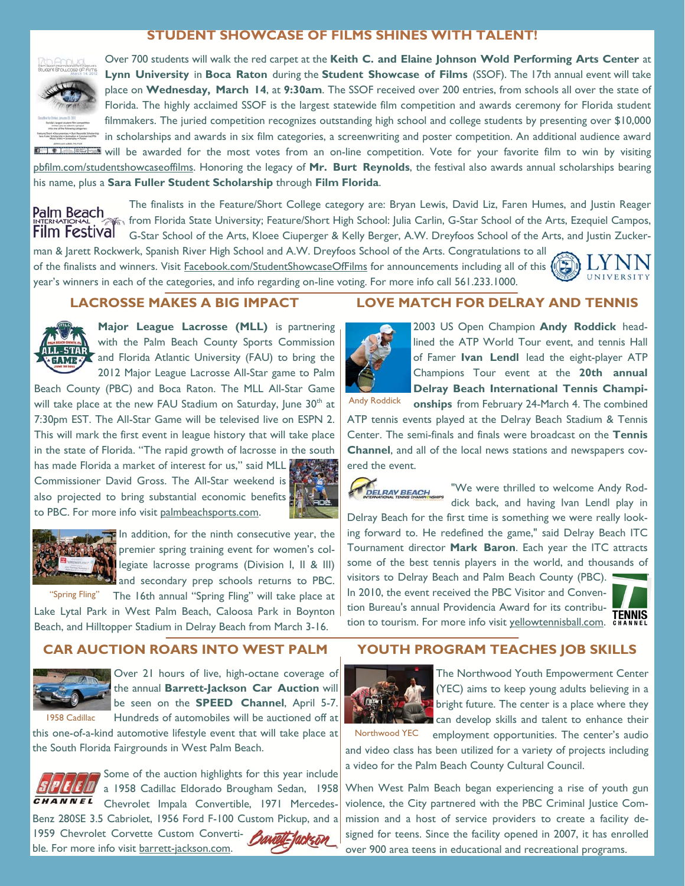## STUDENT SHOWCASE OF FILMS SHINES WITH TALENT!

Over 700 students will walk the red carpet at the **Keith C. and Elaine Johnson Wold Performing Arts Center** at **Lynn University** in **Boca Raton** during the **Student Showcase of Films** (SSOF). The 17th annual event will take place on **Wednesday, March 14**, at **9:30am**. The SSOF received over 200 entries, from schools all over the state of Florida. The highly acclaimed SSOF is the largest statewide film competition and awards ceremony for Florida student filmmakers. The juried competition recognizes outstanding high school and college students by presenting over $10,000 in scholarships and awards in six film categories, a screenwriting and poster competition. An additional audience award will be awarded for the most votes from an on-line competition. Vote for your favorite film to win by visiting pbfilm.com/studentshowcaseoffilms. Honoring the legacy of **Mr. Burt Reynolds**, the festival also awards annual scholarships bearing his name, plus a **Sara Fuller Student Scholarship** through **Film Florida**.

The finalists in the Feature/Short College category are: Bryan Lewis, David Liz, Faren Humes, and Justin Reager from Florida State University; Feature/Short High School: Julia Carlin, G-Star School of the Arts, Ezequiel Campos, G-Star School of the Arts, Kloee Ciuperger & Kelly Berger, A.W. Dreyfoos School of the Arts, and Justin Zuckerman & Jarett Rockwerk, Spanish River High School and A.W. Dreyfoos School of the Arts. Congratulations to all of the finalists and winners. Visit Facebook.com/StudentShowcaseOfFilms for announcements including all of this year's winners in each of the categories, and info regarding on-line voting. For more info call 561.233.1000.

## LACROSSE MAKES A BIG IMPACT

**Major League Lacrosse (MLL)** is partnering with the Palm Beach County Sports Commission and Florida Atlantic University (FAU) to bring the 2012 Major League Lacrosse All-Star game to Palm Beach County (PBC) and Boca Raton. The MLL All-Star Game will take place at the new FAU Stadium on Saturday, June 30th at 7:30pm EST. The All-Star Game will be televised live on ESPN 2. This will mark the first event in league history that will take place in the state of Florida. "The rapid growth of lacrosse in the south has made Florida a market of interest for us," said MLL Commissioner David Gross. The All-Star weekend is also projected to bring substantial economic benefits to PBC. For more info visit palmbeachsports.com.

In addition, for the ninth consecutive year, the premier spring training event for women's collegiate lacrosse programs (Division I, II & III) and secondary prep schools returns to PBC. The 16th annual "Spring Fling" will take place at Lake Lytal Park in West Palm Beach, Caloosa Park in Boynton Beach, and Hilltopper Stadium in Delray Beach from March 3-16.

"Spring Fling"

## LOVE MATCH FOR DELRAY AND TENNIS

2003 US Open Champion **Andy Roddick** headlined the ATP World Tour event, and tennis Hall of Famer **Ivan Lendl** lead the eight-player ATP Champions Tour event at the **20th annual Delray Beach International Tennis Championships** from February 24-March 4. The combined ATP tennis events played at the Delray Beach Stadium & Tennis Center. The semi-finals and finals were broadcast on the **Tennis Channel**, and all of the local news stations and newspapers covered the event.

Andy Roddick

"We were thrilled to welcome Andy Roddick back, and having Ivan Lendl play in Delray Beach for the first time is something we were really looking forward to. He redefined the game," said Delray Beach ITC Tournament director **Mark Baron**. Each year the ITC attracts some of the best tennis players in the world, and thousands of visitors to Delray Beach and Palm Beach County (PBC). In 2010, the event received the PBC Visitor and Convention Bureau's annual Providencia Award for its contribution to tourism. For more info visit yellowtennisball.com.

## CAR AUCTION ROARS INTO WEST PALM

Over 21 hours of live, high-octane coverage of the annual **Barrett-Jackson Car Auction** will be seen on the **SPEED Channel**, April 5-7. Hundreds of automobiles will be auctioned off at this one-of-a-kind automotive lifestyle event that will take place at the South Florida Fairgrounds in West Palm Beach.

1958 Cadillac

Some of the auction highlights for this year include a 1958 Cadillac Eldorado Brougham Sedan, 1958 Chevrolet Impala Convertible, 1971 Mercedes-Benz 280SE 3.5 Cabriolet, 1956 Ford F-100 Custom Pickup, and a 1959 Chevrolet Corvette Custom Convertible. For more info visit barrett-jackson.com.

## YOUTH PROGRAM TEACHES JOB SKILLS

The Northwood Youth Empowerment Center (YEC) aims to keep young adults believing in a bright future. The center is a place where they can develop skills and talent to enhance their employment opportunities. The center's audio and video class has been utilized for a variety of projects including a video for the Palm Beach County Cultural Council.

Northwood YEC

When West Palm Beach began experiencing a rise of youth gun violence, the City partnered with the PBC Criminal Justice Commission and a host of service providers to create a facility designed for teens. Since the facility opened in 2007, it has enrolled over 900 area teens in educational and recreational programs.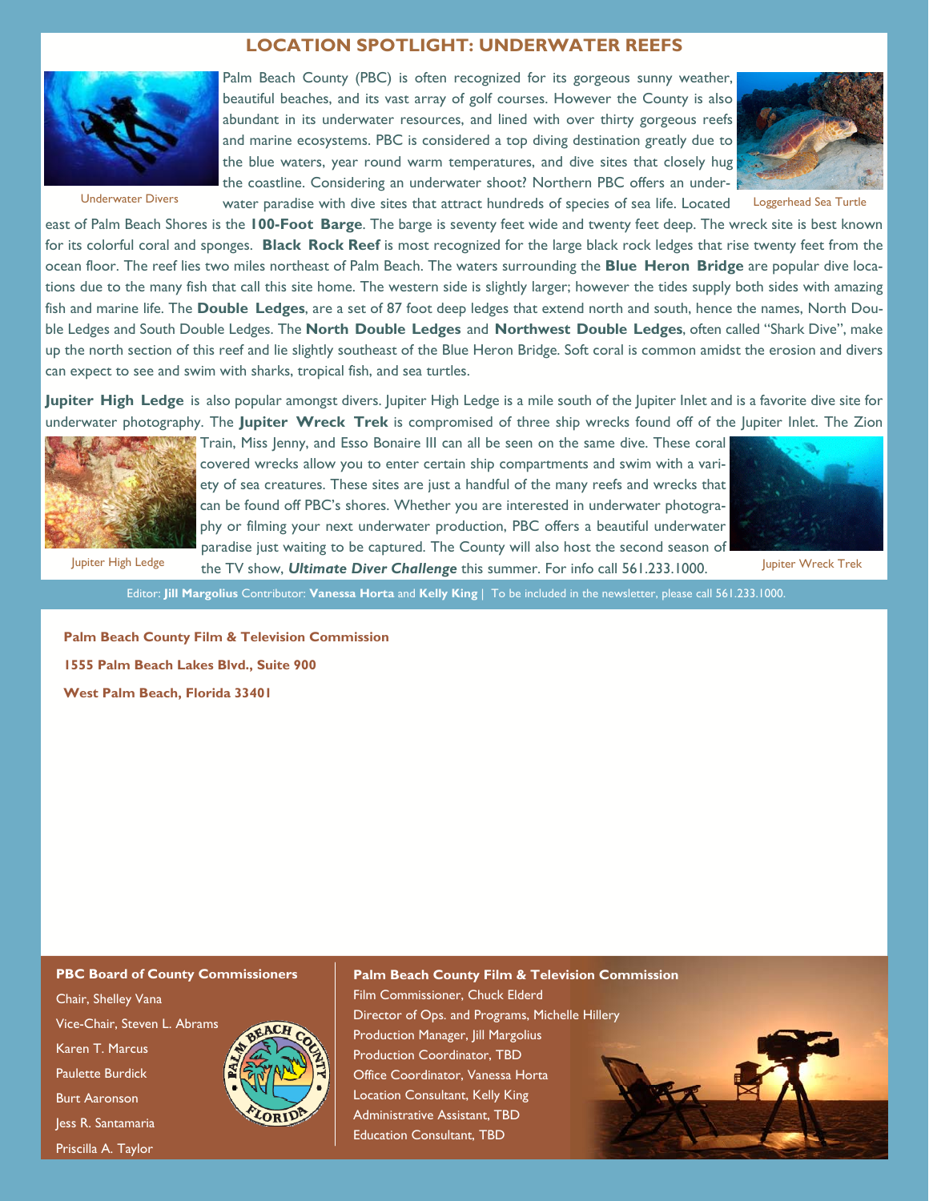## LOCATION SPOTLIGHT: UNDERWATER REEFS

Underwater Divers

Loggerhead Sea Turtle

Palm Beach County (PBC) is often recognized for its gorgeous sunny weather, beautiful beaches, and its vast array of golf courses. However the County is also abundant in its underwater resources, and lined with over thirty gorgeous reefs and marine ecosystems. PBC is considered a top diving destination greatly due to the blue waters, year round warm temperatures, and dive sites that closely hug the coastline. Considering an underwater shoot? Northern PBC offers an underwater paradise with dive sites that attract hundreds of species of sea life. Located east of Palm Beach Shores is the **100-Foot Barge**. The barge is seventy feet wide and twenty feet deep. The wreck site is best known for its colorful coral and sponges. **Black Rock Reef** is most recognized for the large black rock ledges that rise twenty feet from the ocean floor. The reef lies two miles northeast of Palm Beach. The waters surrounding the **Blue Heron Bridge** are popular dive locations due to the many fish that call this site home. The western side is slightly larger; however the tides supply both sides with amazing fish and marine life. The **Double Ledges**, are a set of 87 foot deep ledges that extend north and south, hence the names, North Double Ledges and South Double Ledges. The **North Double Ledges** and **Northwest Double Ledges**, often called "Shark Dive", make up the north section of this reef and lie slightly southeast of the Blue Heron Bridge. Soft coral is common amidst the erosion and divers can expect to see and swim with sharks, tropical fish, and sea turtles.

**Jupiter High Ledge** is also popular amongst divers. Jupiter High Ledge is a mile south of the Jupiter Inlet and is a favorite dive site for underwater photography. The **Jupiter Wreck Trek** is compromised of three ship wrecks found off of the Jupiter Inlet. The Zion Train, Miss Jenny, and Esso Bonaire III can all be seen on the same dive. These coral covered wrecks allow you to enter certain ship compartments and swim with a variety of sea creatures. These sites are just a handful of the many reefs and wrecks that can be found off PBC's shores. Whether you are interested in underwater photography or filming your next underwater production, PBC offers a beautiful underwater paradise just waiting to be captured. The County will also host the second season of the TV show, ***Ultimate Diver Challenge*** this summer. For info call 561.233.1000.

Jupiter High Ledge

Jupiter Wreck Trek

Editor: **Jill Margolius** Contributor: **Vanessa Horta** and **Kelly King** | To be included in the newsletter, please call 561.233.1000.

**Palm Beach County Film & Television Commission**

**1555 Palm Beach Lakes Blvd., Suite 900**

**West Palm Beach, Florida 33401**

**PBC Board of County Commissioners**

Chair, Shelley Vana
Vice-Chair, Steven L. Abrams
Karen T. Marcus
Paulette Burdick
Burt Aaronson
Jess R. Santamaria
Priscilla A. Taylor

**Palm Beach County Film & Television Commission**

Film Commissioner, Chuck Elderd
Director of Ops. and Programs, Michelle Hillery
Production Manager, Jill Margolius
Production Coordinator, TBD
Office Coordinator, Vanessa Horta
Location Consultant, Kelly King
Administrative Assistant, TBD
Education Consultant, TBD